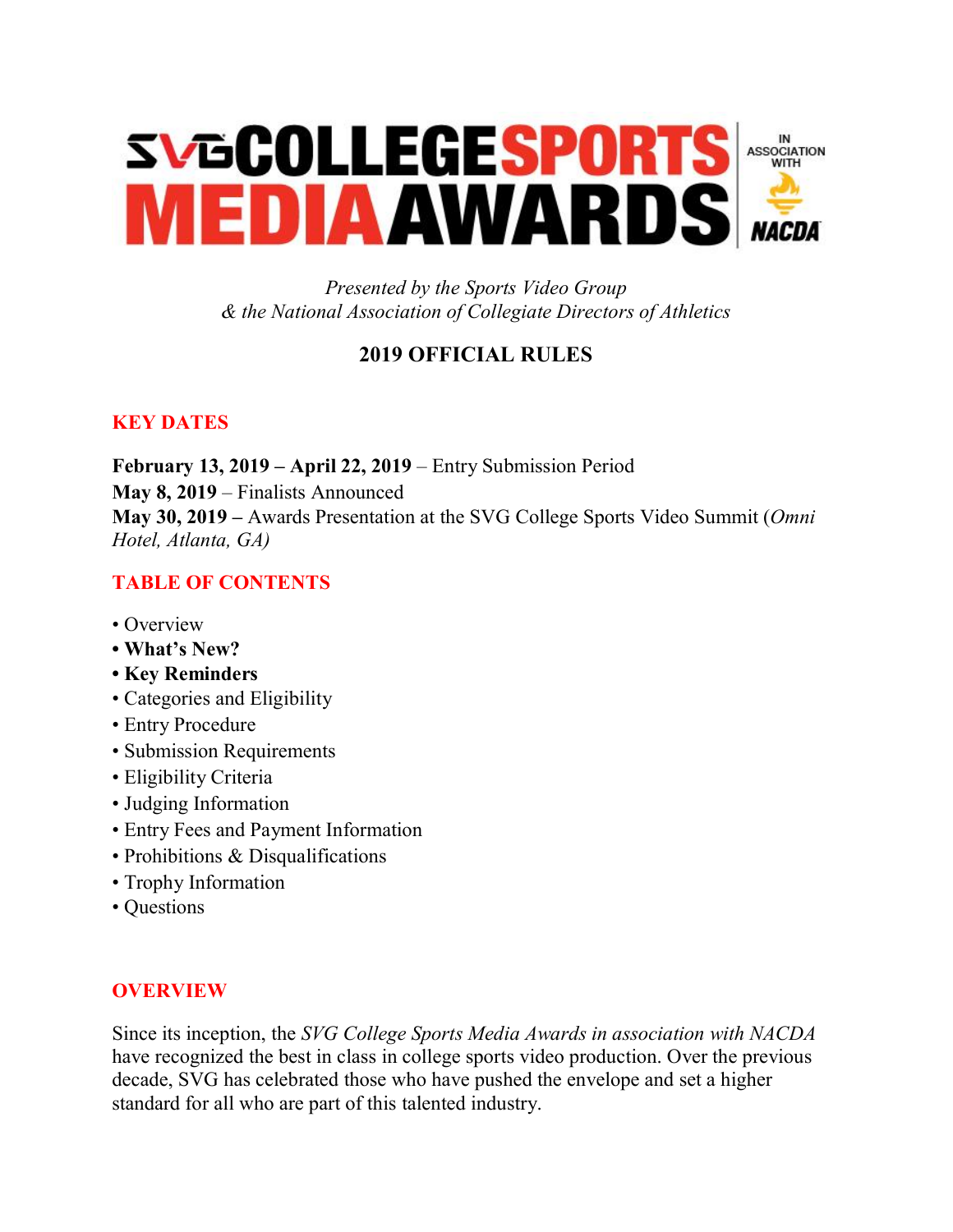# SVG COLLEGE SPORTS MEDIA AWARDS

IN ASSOCIATION WITH NACDA

*Presented by the Sports Video Group*
*& the National Association of Collegiate Directors of Athletics*

## 2019 OFFICIAL RULES

### KEY DATES

**February 13, 2019 – April 22, 2019** – Entry Submission Period
**May 8, 2019** – Finalists Announced
**May 30, 2019 –** Awards Presentation at the SVG College Sports Video Summit (*Omni Hotel, Atlanta, GA)*

### TABLE OF CONTENTS

- Overview
- **What's New?**
- **Key Reminders**
- Categories and Eligibility
- Entry Procedure
- Submission Requirements
- Eligibility Criteria
- Judging Information
- Entry Fees and Payment Information
- Prohibitions & Disqualifications
- Trophy Information
- Questions

### OVERVIEW

Since its inception, the *SVG College Sports Media Awards in association with NACDA* have recognized the best in class in college sports video production. Over the previous decade, SVG has celebrated those who have pushed the envelope and set a higher standard for all who are part of this talented industry.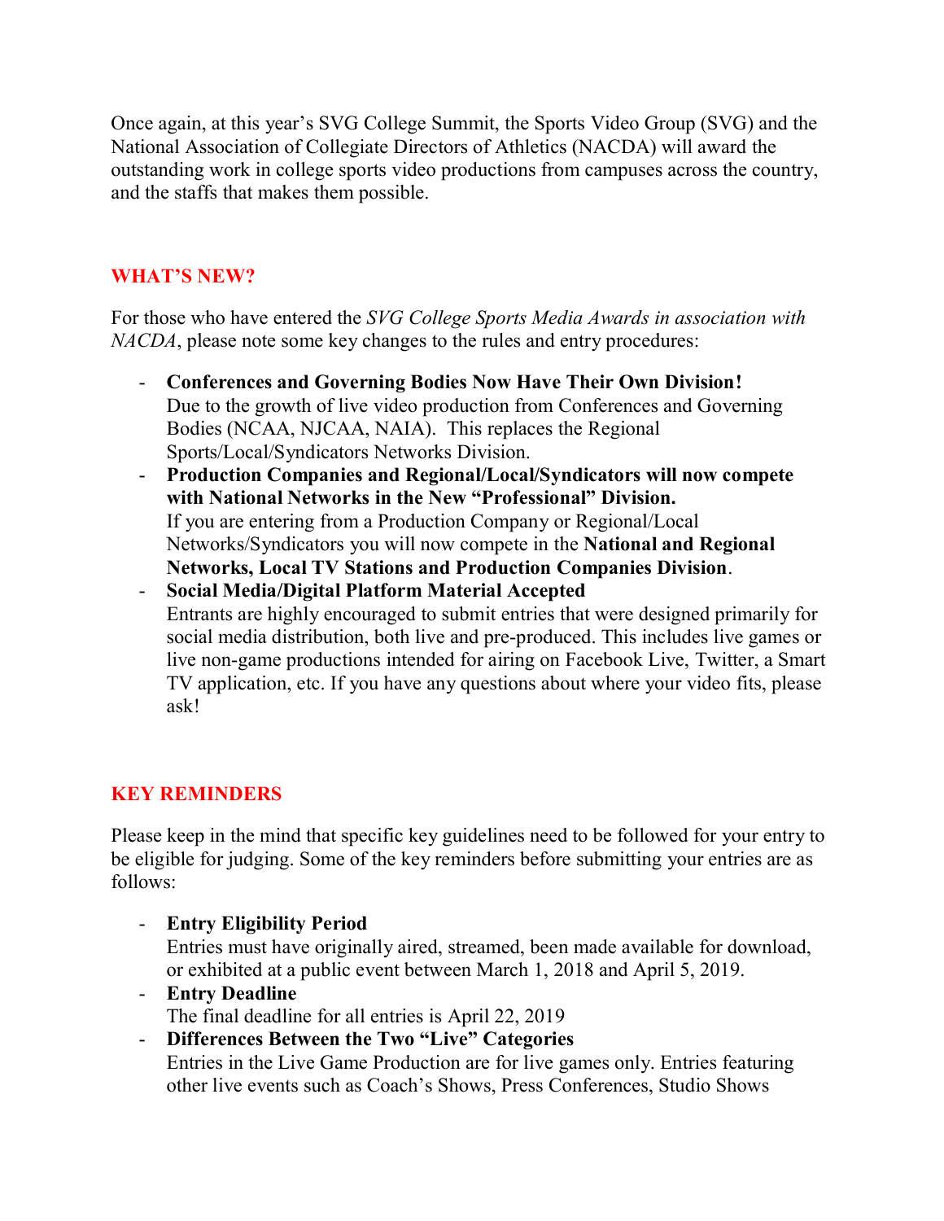Once again, at this year's SVG College Summit, the Sports Video Group (SVG) and the National Association of Collegiate Directors of Athletics (NACDA) will award the outstanding work in college sports video productions from campuses across the country, and the staffs that makes them possible.

## WHAT'S NEW?

For those who have entered the *SVG College Sports Media Awards in association with NACDA*, please note some key changes to the rules and entry procedures:

- **Conferences and Governing Bodies Now Have Their Own Division!** Due to the growth of live video production from Conferences and Governing Bodies (NCAA, NJCAA, NAIA). This replaces the Regional Sports/Local/Syndicators Networks Division.
- **Production Companies and Regional/Local/Syndicators will now compete with National Networks in the New "Professional" Division.** If you are entering from a Production Company or Regional/Local Networks/Syndicators you will now compete in the **National and Regional Networks, Local TV Stations and Production Companies Division**.
- **Social Media/Digital Platform Material Accepted** Entrants are highly encouraged to submit entries that were designed primarily for social media distribution, both live and pre-produced. This includes live games or live non-game productions intended for airing on Facebook Live, Twitter, a Smart TV application, etc. If you have any questions about where your video fits, please ask!

## KEY REMINDERS

Please keep in the mind that specific key guidelines need to be followed for your entry to be eligible for judging. Some of the key reminders before submitting your entries are as follows:

- **Entry Eligibility Period** Entries must have originally aired, streamed, been made available for download, or exhibited at a public event between March 1, 2018 and April 5, 2019.
- **Entry Deadline** The final deadline for all entries is April 22, 2019
- **Differences Between the Two "Live" Categories** Entries in the Live Game Production are for live games only. Entries featuring other live events such as Coach's Shows, Press Conferences, Studio Shows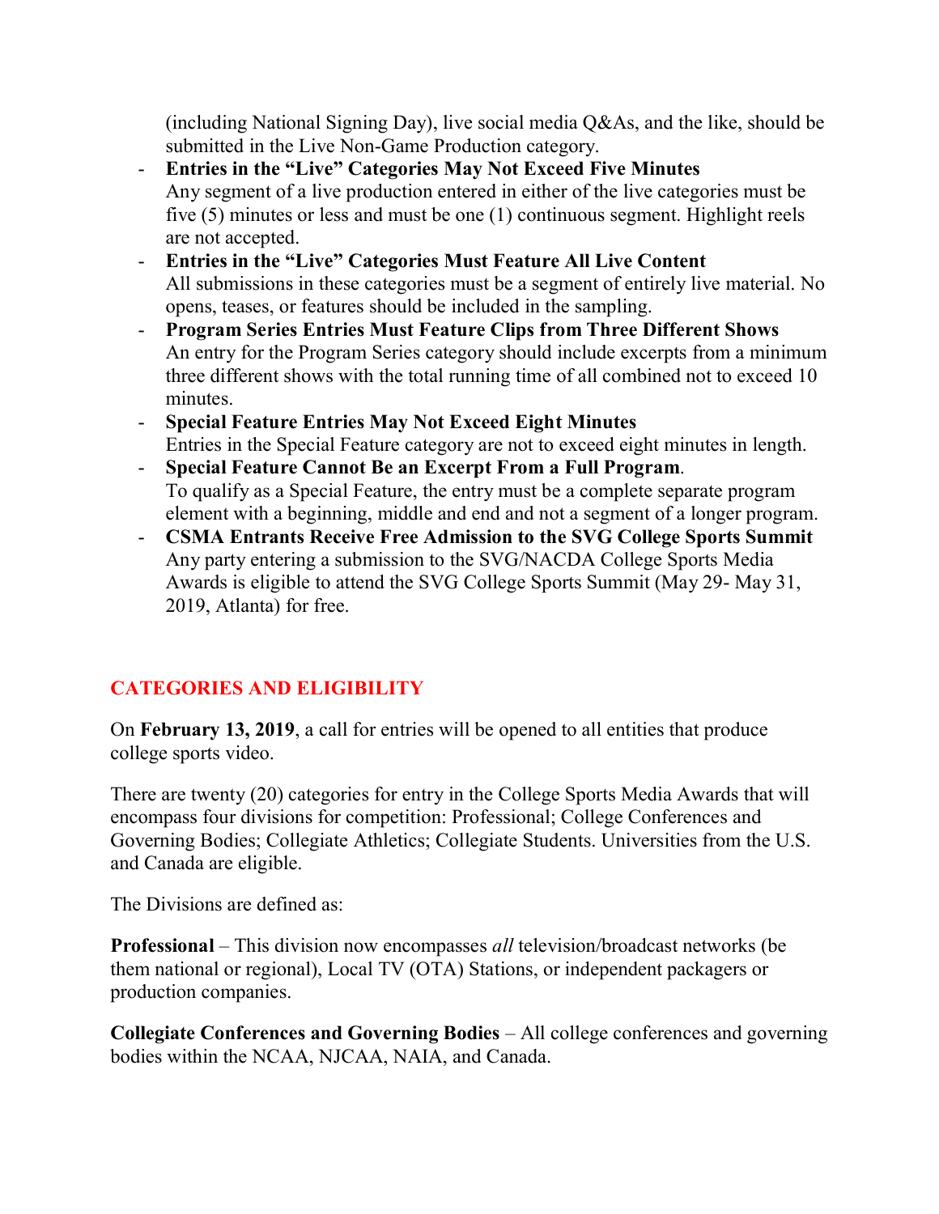(including National Signing Day), live social media Q&As, and the like, should be submitted in the Live Non-Game Production category.

- **Entries in the "Live" Categories May Not Exceed Five Minutes**
  Any segment of a live production entered in either of the live categories must be five (5) minutes or less and must be one (1) continuous segment. Highlight reels are not accepted.
- **Entries in the "Live" Categories Must Feature All Live Content**
  All submissions in these categories must be a segment of entirely live material. No opens, teases, or features should be included in the sampling.
- **Program Series Entries Must Feature Clips from Three Different Shows**
  An entry for the Program Series category should include excerpts from a minimum three different shows with the total running time of all combined not to exceed 10 minutes.
- **Special Feature Entries May Not Exceed Eight Minutes**
  Entries in the Special Feature category are not to exceed eight minutes in length.
- **Special Feature Cannot Be an Excerpt From a Full Program**.
  To qualify as a Special Feature, the entry must be a complete separate program element with a beginning, middle and end and not a segment of a longer program.
- **CSMA Entrants Receive Free Admission to the SVG College Sports Summit**
  Any party entering a submission to the SVG/NACDA College Sports Media Awards is eligible to attend the SVG College Sports Summit (May 29- May 31, 2019, Atlanta) for free.

## CATEGORIES AND ELIGIBILITY

On **February 13, 2019**, a call for entries will be opened to all entities that produce college sports video.

There are twenty (20) categories for entry in the College Sports Media Awards that will encompass four divisions for competition: Professional; College Conferences and Governing Bodies; Collegiate Athletics; Collegiate Students. Universities from the U.S. and Canada are eligible.

The Divisions are defined as:

**Professional** – This division now encompasses *all* television/broadcast networks (be them national or regional), Local TV (OTA) Stations, or independent packagers or production companies.

**Collegiate Conferences and Governing Bodies** – All college conferences and governing bodies within the NCAA, NJCAA, NAIA, and Canada.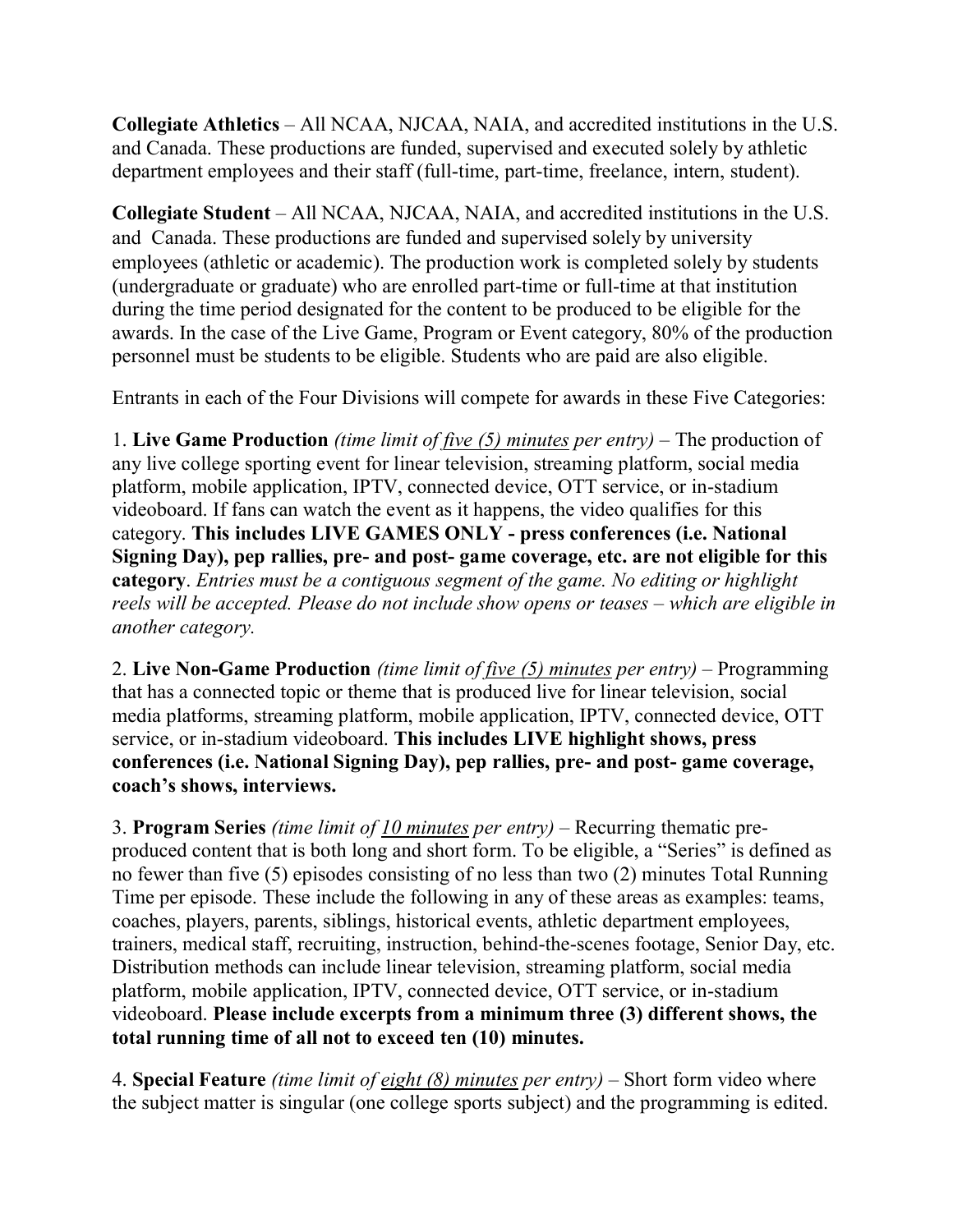**Collegiate Athletics** – All NCAA, NJCAA, NAIA, and accredited institutions in the U.S. and Canada. These productions are funded, supervised and executed solely by athletic department employees and their staff (full-time, part-time, freelance, intern, student).

**Collegiate Student** – All NCAA, NJCAA, NAIA, and accredited institutions in the U.S. and Canada. These productions are funded and supervised solely by university employees (athletic or academic). The production work is completed solely by students (undergraduate or graduate) who are enrolled part-time or full-time at that institution during the time period designated for the content to be produced to be eligible for the awards. In the case of the Live Game, Program or Event category, 80% of the production personnel must be students to be eligible. Students who are paid are also eligible.

Entrants in each of the Four Divisions will compete for awards in these Five Categories:

1. **Live Game Production** *(time limit of <u>five (5) minutes</u> per entry)* – The production of any live college sporting event for linear television, streaming platform, social media platform, mobile application, IPTV, connected device, OTT service, or in-stadium videoboard. If fans can watch the event as it happens, the video qualifies for this category. **This includes LIVE GAMES ONLY - press conferences (i.e. National Signing Day), pep rallies, pre- and post- game coverage, etc. are not eligible for this category**. *Entries must be a contiguous segment of the game. No editing or highlight reels will be accepted. Please do not include show opens or teases – which are eligible in another category.*

2. **Live Non-Game Production** *(time limit of <u>five (5) minutes</u> per entry)* – Programming that has a connected topic or theme that is produced live for linear television, social media platforms, streaming platform, mobile application, IPTV, connected device, OTT service, or in-stadium videoboard. **This includes LIVE highlight shows, press conferences (i.e. National Signing Day), pep rallies, pre- and post- game coverage, coach's shows, interviews.**

3. **Program Series** *(time limit of <u>10 minutes</u> per entry)* – Recurring thematic pre-produced content that is both long and short form. To be eligible, a "Series" is defined as no fewer than five (5) episodes consisting of no less than two (2) minutes Total Running Time per episode. These include the following in any of these areas as examples: teams, coaches, players, parents, siblings, historical events, athletic department employees, trainers, medical staff, recruiting, instruction, behind-the-scenes footage, Senior Day, etc. Distribution methods can include linear television, streaming platform, social media platform, mobile application, IPTV, connected device, OTT service, or in-stadium videoboard. **Please include excerpts from a minimum three (3) different shows, the total running time of all not to exceed ten (10) minutes.**

4. **Special Feature** *(time limit of <u>eight (8) minutes</u> per entry)* – Short form video where the subject matter is singular (one college sports subject) and the programming is edited.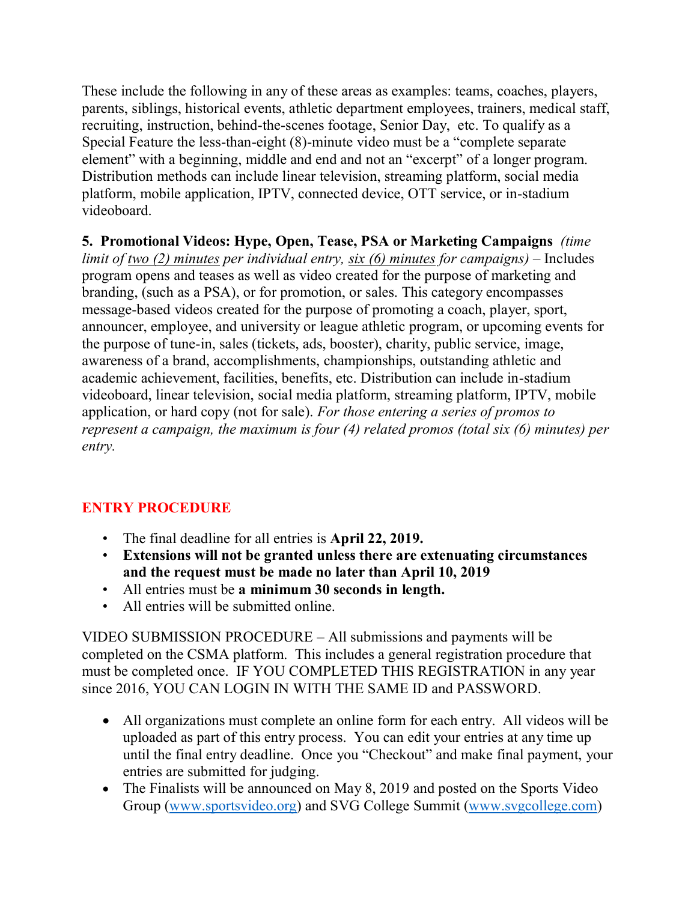These include the following in any of these areas as examples: teams, coaches, players, parents, siblings, historical events, athletic department employees, trainers, medical staff, recruiting, instruction, behind-the-scenes footage, Senior Day, etc. To qualify as a Special Feature the less-than-eight (8)-minute video must be a "complete separate element" with a beginning, middle and end and not an "excerpt" of a longer program. Distribution methods can include linear television, streaming platform, social media platform, mobile application, IPTV, connected device, OTT service, or in-stadium videoboard.

**5. Promotional Videos: Hype, Open, Tease, PSA or Marketing Campaigns** *(time limit of two (2) minutes per individual entry, six (6) minutes for campaigns)* – Includes program opens and teases as well as video created for the purpose of marketing and branding, (such as a PSA), or for promotion, or sales. This category encompasses message-based videos created for the purpose of promoting a coach, player, sport, announcer, employee, and university or league athletic program, or upcoming events for the purpose of tune-in, sales (tickets, ads, booster), charity, public service, image, awareness of a brand, accomplishments, championships, outstanding athletic and academic achievement, facilities, benefits, etc. Distribution can include in-stadium videoboard, linear television, social media platform, streaming platform, IPTV, mobile application, or hard copy (not for sale). *For those entering a series of promos to represent a campaign, the maximum is four (4) related promos (total six (6) minutes) per entry.*

## ENTRY PROCEDURE

- The final deadline for all entries is **April 22, 2019.**
- **Extensions will not be granted unless there are extenuating circumstances and the request must be made no later than April 10, 2019**
- All entries must be **a minimum 30 seconds in length.**
- All entries will be submitted online.

VIDEO SUBMISSION PROCEDURE – All submissions and payments will be completed on the CSMA platform. This includes a general registration procedure that must be completed once. IF YOU COMPLETED THIS REGISTRATION in any year since 2016, YOU CAN LOGIN IN WITH THE SAME ID and PASSWORD.

- All organizations must complete an online form for each entry. All videos will be uploaded as part of this entry process. You can edit your entries at any time up until the final entry deadline. Once you "Checkout" and make final payment, your entries are submitted for judging.
- The Finalists will be announced on May 8, 2019 and posted on the Sports Video Group (www.sportsvideo.org) and SVG College Summit (www.svgcollege.com)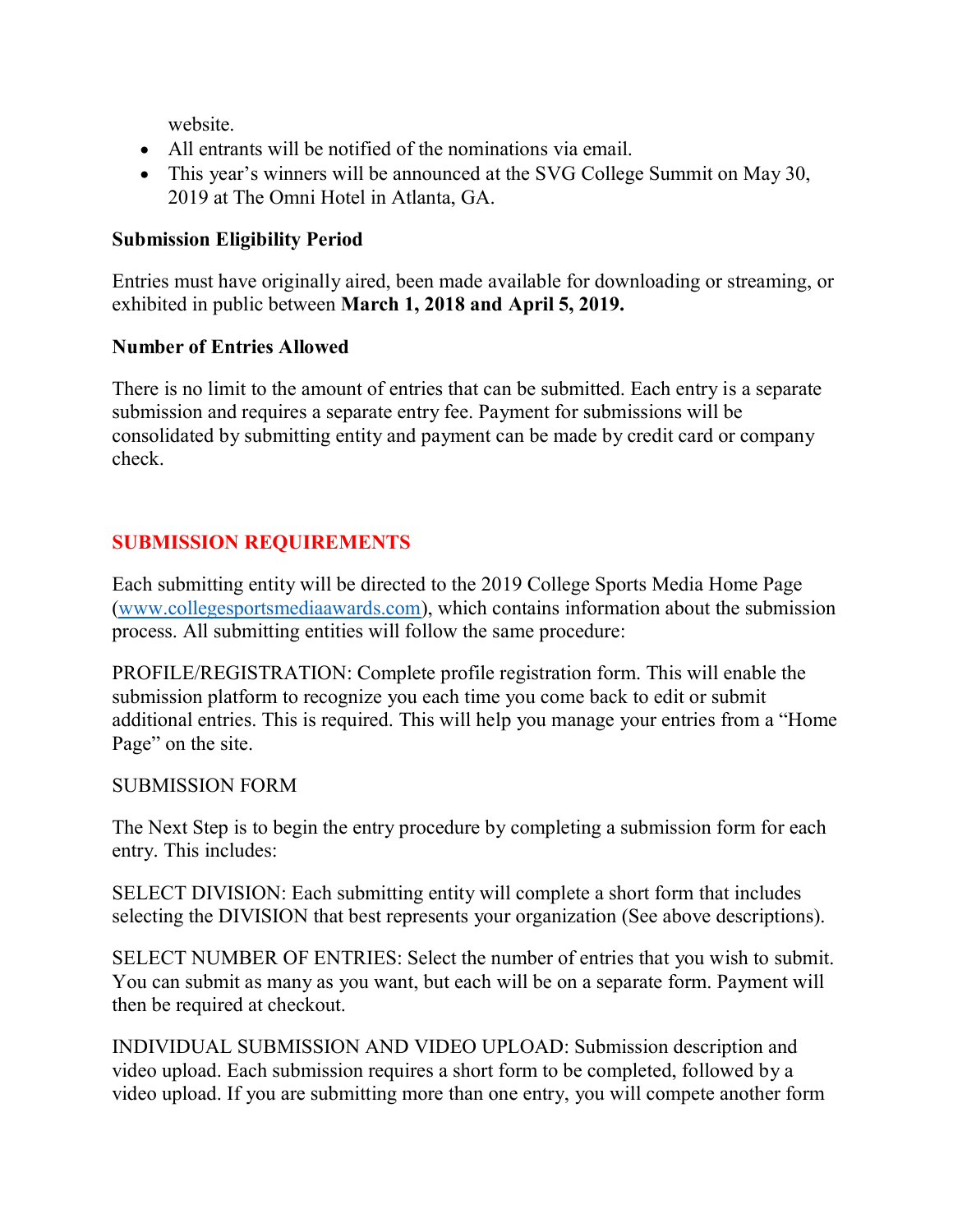website.

- All entrants will be notified of the nominations via email.
- This year's winners will be announced at the SVG College Summit on May 30, 2019 at The Omni Hotel in Atlanta, GA.

**Submission Eligibility Period**

Entries must have originally aired, been made available for downloading or streaming, or exhibited in public between **March 1, 2018 and April 5, 2019.**

**Number of Entries Allowed**

There is no limit to the amount of entries that can be submitted. Each entry is a separate submission and requires a separate entry fee. Payment for submissions will be consolidated by submitting entity and payment can be made by credit card or company check.

## SUBMISSION REQUIREMENTS

Each submitting entity will be directed to the 2019 College Sports Media Home Page (www.collegesportsmediaawards.com), which contains information about the submission process. All submitting entities will follow the same procedure:

PROFILE/REGISTRATION: Complete profile registration form. This will enable the submission platform to recognize you each time you come back to edit or submit additional entries. This is required. This will help you manage your entries from a "Home Page" on the site.

SUBMISSION FORM

The Next Step is to begin the entry procedure by completing a submission form for each entry. This includes:

SELECT DIVISION: Each submitting entity will complete a short form that includes selecting the DIVISION that best represents your organization (See above descriptions).

SELECT NUMBER OF ENTRIES: Select the number of entries that you wish to submit. You can submit as many as you want, but each will be on a separate form. Payment will then be required at checkout.

INDIVIDUAL SUBMISSION AND VIDEO UPLOAD: Submission description and video upload. Each submission requires a short form to be completed, followed by a video upload. If you are submitting more than one entry, you will compete another form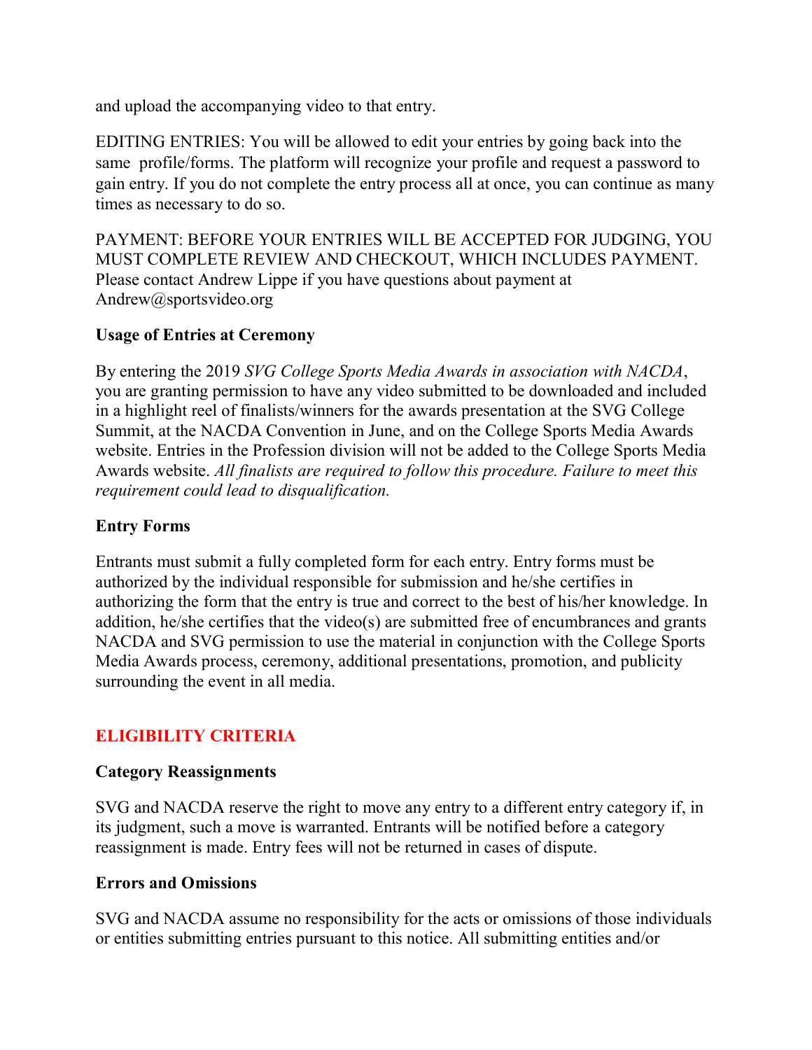and upload the accompanying video to that entry.

EDITING ENTRIES: You will be allowed to edit your entries by going back into the same profile/forms. The platform will recognize your profile and request a password to gain entry. If you do not complete the entry process all at once, you can continue as many times as necessary to do so.

PAYMENT: BEFORE YOUR ENTRIES WILL BE ACCEPTED FOR JUDGING, YOU MUST COMPLETE REVIEW AND CHECKOUT, WHICH INCLUDES PAYMENT. Please contact Andrew Lippe if you have questions about payment at Andrew@sportsvideo.org

**Usage of Entries at Ceremony**

By entering the 2019 *SVG College Sports Media Awards in association with NACDA*, you are granting permission to have any video submitted to be downloaded and included in a highlight reel of finalists/winners for the awards presentation at the SVG College Summit, at the NACDA Convention in June, and on the College Sports Media Awards website. Entries in the Profession division will not be added to the College Sports Media Awards website. *All finalists are required to follow this procedure. Failure to meet this requirement could lead to disqualification.*

**Entry Forms**

Entrants must submit a fully completed form for each entry. Entry forms must be authorized by the individual responsible for submission and he/she certifies in authorizing the form that the entry is true and correct to the best of his/her knowledge. In addition, he/she certifies that the video(s) are submitted free of encumbrances and grants NACDA and SVG permission to use the material in conjunction with the College Sports Media Awards process, ceremony, additional presentations, promotion, and publicity surrounding the event in all media.

## ELIGIBILITY CRITERIA

**Category Reassignments**

SVG and NACDA reserve the right to move any entry to a different entry category if, in its judgment, such a move is warranted. Entrants will be notified before a category reassignment is made. Entry fees will not be returned in cases of dispute.

**Errors and Omissions**

SVG and NACDA assume no responsibility for the acts or omissions of those individuals or entities submitting entries pursuant to this notice. All submitting entities and/or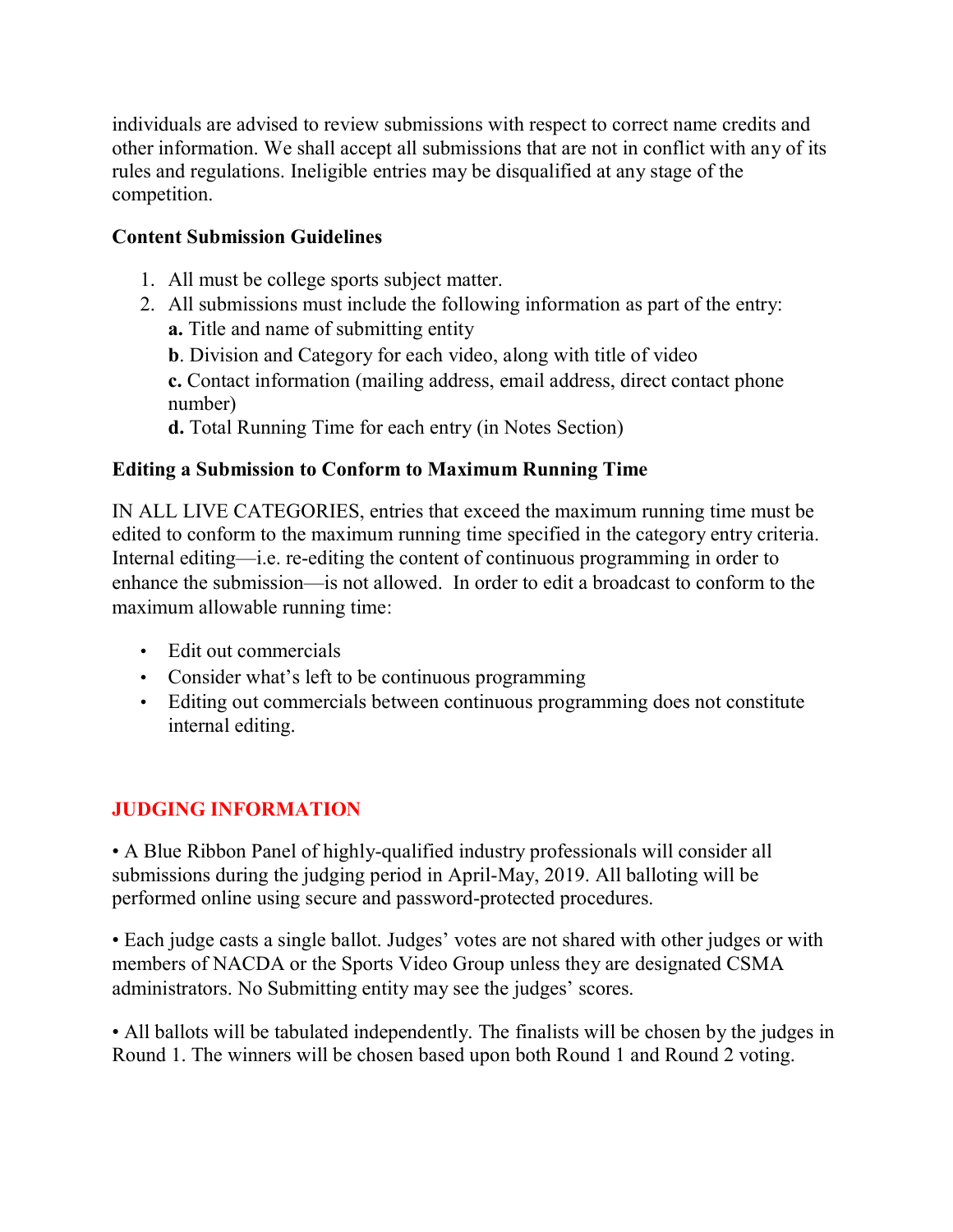individuals are advised to review submissions with respect to correct name credits and other information. We shall accept all submissions that are not in conflict with any of its rules and regulations. Ineligible entries may be disqualified at any stage of the competition.

**Content Submission Guidelines**

1. All must be college sports subject matter.
2. All submissions must include the following information as part of the entry:
   **a.** Title and name of submitting entity
   **b**. Division and Category for each video, along with title of video
   **c.** Contact information (mailing address, email address, direct contact phone number)
   **d.** Total Running Time for each entry (in Notes Section)

**Editing a Submission to Conform to Maximum Running Time**

IN ALL LIVE CATEGORIES, entries that exceed the maximum running time must be edited to conform to the maximum running time specified in the category entry criteria. Internal editing—i.e. re-editing the content of continuous programming in order to enhance the submission—is not allowed. In order to edit a broadcast to conform to the maximum allowable running time:

- Edit out commercials
- Consider what's left to be continuous programming
- Editing out commercials between continuous programming does not constitute internal editing.

## JUDGING INFORMATION

• A Blue Ribbon Panel of highly-qualified industry professionals will consider all submissions during the judging period in April-May, 2019. All balloting will be performed online using secure and password-protected procedures.

• Each judge casts a single ballot. Judges' votes are not shared with other judges or with members of NACDA or the Sports Video Group unless they are designated CSMA administrators. No Submitting entity may see the judges' scores.

• All ballots will be tabulated independently. The finalists will be chosen by the judges in Round 1. The winners will be chosen based upon both Round 1 and Round 2 voting.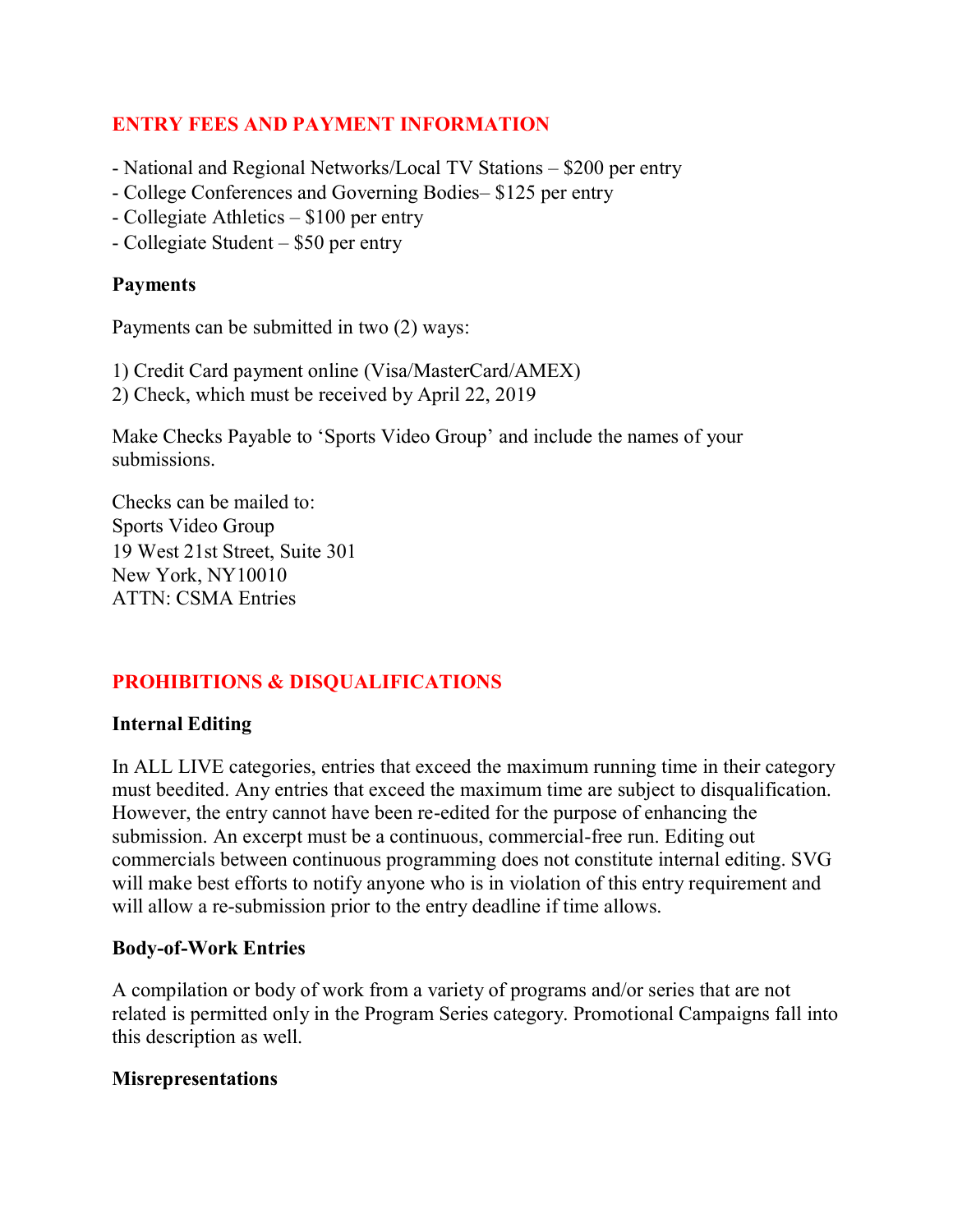## ENTRY FEES AND PAYMENT INFORMATION

- National and Regional Networks/Local TV Stations – $200 per entry
- College Conferences and Governing Bodies– $125 per entry
- Collegiate Athletics – $100 per entry
- Collegiate Student – $50 per entry

### Payments

Payments can be submitted in two (2) ways:

1) Credit Card payment online (Visa/MasterCard/AMEX)
2) Check, which must be received by April 22, 2019

Make Checks Payable to 'Sports Video Group' and include the names of your submissions.

Checks can be mailed to:
Sports Video Group
19 West 21st Street, Suite 301
New York, NY10010
ATTN: CSMA Entries

## PROHIBITIONS & DISQUALIFICATIONS

### Internal Editing

In ALL LIVE categories, entries that exceed the maximum running time in their category must beedited. Any entries that exceed the maximum time are subject to disqualification. However, the entry cannot have been re-edited for the purpose of enhancing the submission. An excerpt must be a continuous, commercial-free run. Editing out commercials between continuous programming does not constitute internal editing. SVG will make best efforts to notify anyone who is in violation of this entry requirement and will allow a re-submission prior to the entry deadline if time allows.

### Body-of-Work Entries

A compilation or body of work from a variety of programs and/or series that are not related is permitted only in the Program Series category. Promotional Campaigns fall into this description as well.

### Misrepresentations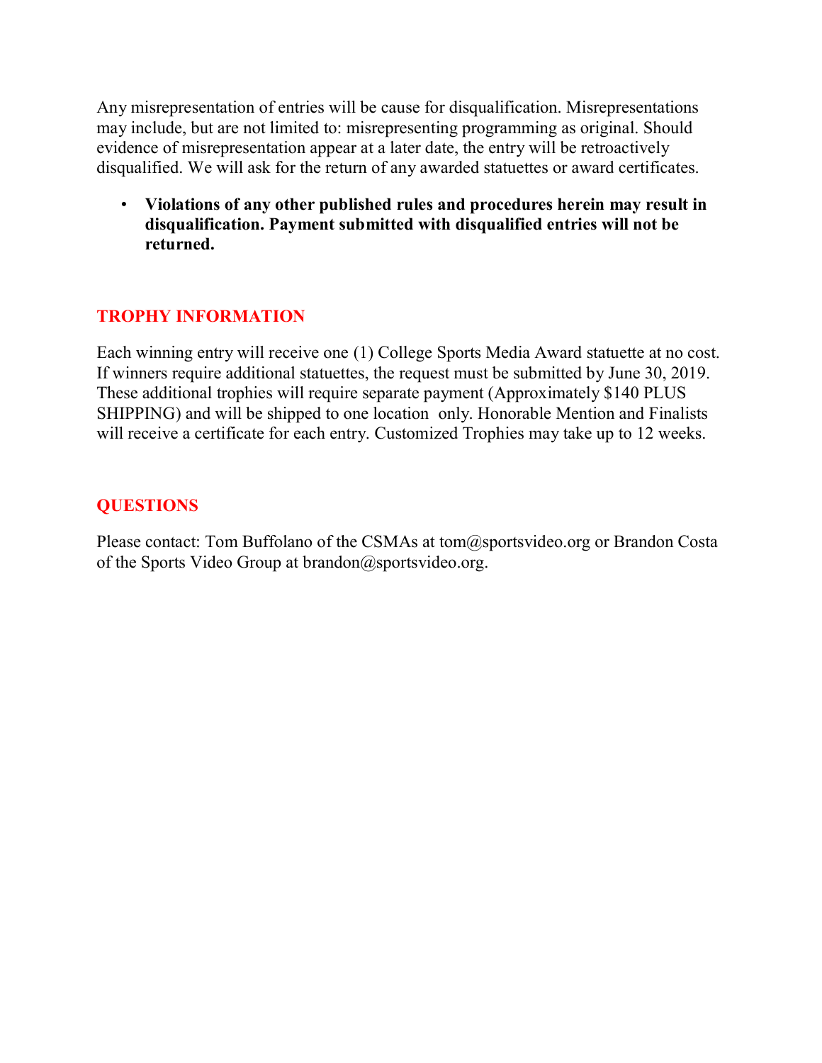Any misrepresentation of entries will be cause for disqualification. Misrepresentations may include, but are not limited to: misrepresenting programming as original. Should evidence of misrepresentation appear at a later date, the entry will be retroactively disqualified. We will ask for the return of any awarded statuettes or award certificates.

- **Violations of any other published rules and procedures herein may result in disqualification. Payment submitted with disqualified entries will not be returned.**

## TROPHY INFORMATION

Each winning entry will receive one (1) College Sports Media Award statuette at no cost. If winners require additional statuettes, the request must be submitted by June 30, 2019. These additional trophies will require separate payment (Approximately $140 PLUS SHIPPING) and will be shipped to one location only. Honorable Mention and Finalists will receive a certificate for each entry. Customized Trophies may take up to 12 weeks.

## QUESTIONS

Please contact: Tom Buffolano of the CSMAs at tom@sportsvideo.org or Brandon Costa of the Sports Video Group at brandon@sportsvideo.org.